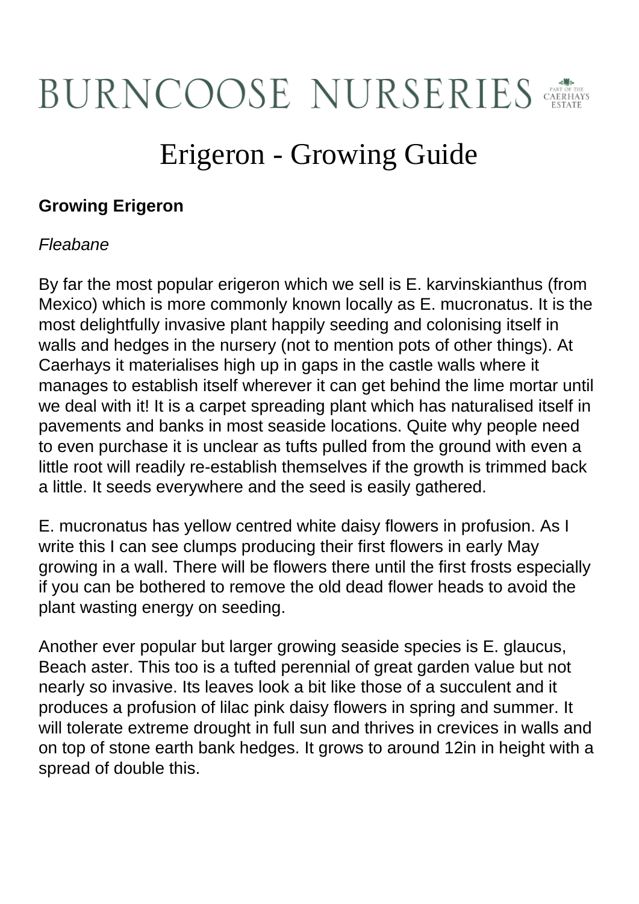BURNCOOSE NURSERIES PART OF THE CAERHAYS ESTATE

# Erigeron - Growing Guide

**Growing Erigeron**

*Fleabane*

By far the most popular erigeron which we sell is E. karvinskianthus (from Mexico) which is more commonly known locally as E. mucronatus. It is the most delightfully invasive plant happily seeding and colonising itself in walls and hedges in the nursery (not to mention pots of other things). At Caerhays it materialises high up in gaps in the castle walls where it manages to establish itself wherever it can get behind the lime mortar until we deal with it! It is a carpet spreading plant which has naturalised itself in pavements and banks in most seaside locations. Quite why people need to even purchase it is unclear as tufts pulled from the ground with even a little root will readily re-establish themselves if the growth is trimmed back a little. It seeds everywhere and the seed is easily gathered.

E. mucronatus has yellow centred white daisy flowers in profusion. As I write this I can see clumps producing their first flowers in early May growing in a wall. There will be flowers there until the first frosts especially if you can be bothered to remove the old dead flower heads to avoid the plant wasting energy on seeding.

Another ever popular but larger growing seaside species is E. glaucus, Beach aster. This too is a tufted perennial of great garden value but not nearly so invasive. Its leaves look a bit like those of a succulent and it produces a profusion of lilac pink daisy flowers in spring and summer. It will tolerate extreme drought in full sun and thrives in crevices in walls and on top of stone earth bank hedges. It grows to around 12in in height with a spread of double this.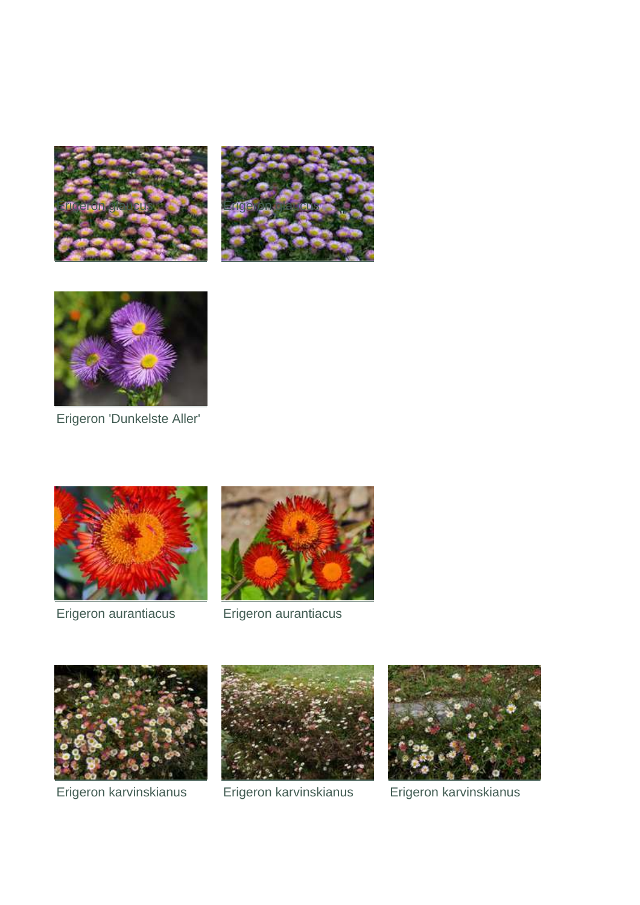Erigeron glaucus

Erigeron glaucus

Erigeron 'Dunkelste Aller'

Erigeron aurantiacus

Erigeron aurantiacus

Erigeron karvinskianus

Erigeron karvinskianus

Erigeron karvinskianus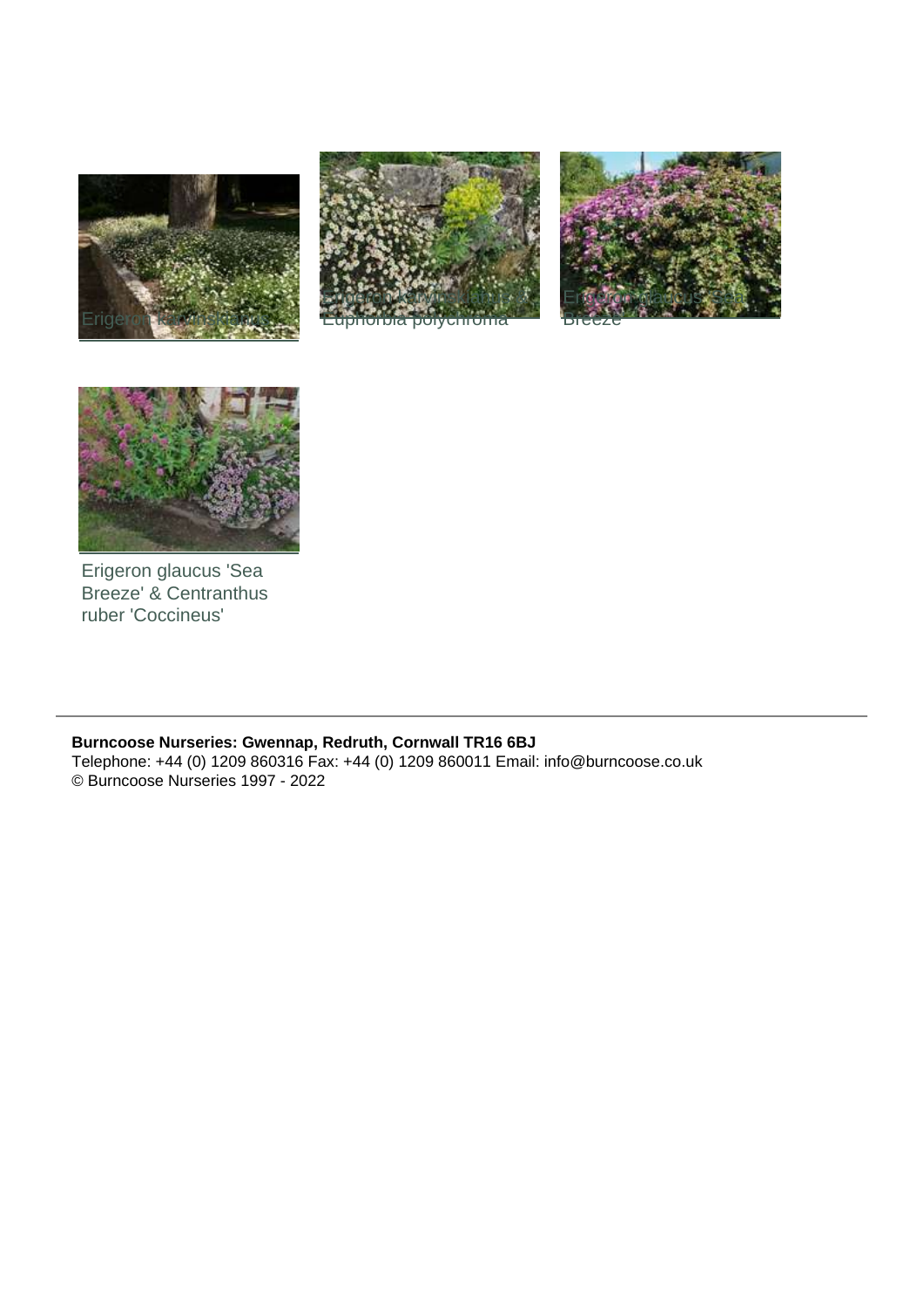Erigeron karvinskianus

Erigeron karvinskianus & Euphorbia polychroma

Erigeron glaucus 'Sea Breeze'

Erigeron glaucus 'Sea Breeze' & Centranthus ruber 'Coccineus'

---

**Burncoose Nurseries: Gwennap, Redruth, Cornwall TR16 6BJ**
Telephone: +44 (0) 1209 860316 Fax: +44 (0) 1209 860011 Email: info@burncoose.co.uk
© Burncoose Nurseries 1997 - 2022